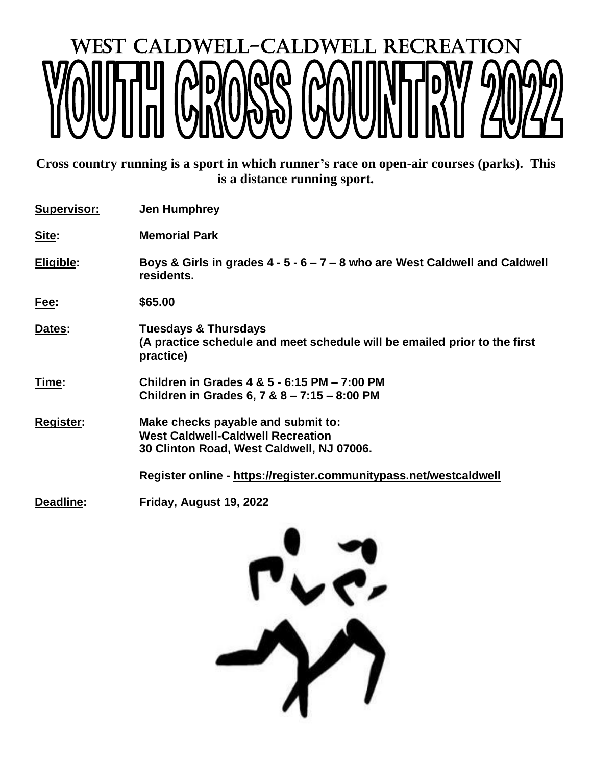# WEST CALDWELL-CALDWELL RECREATION

# YOUTH CROSS COUNTRY 2022

**Cross country running is a sport in which runner's race on open-air courses (parks). This is a distance running sport.**

**Supervisor:** Jen Humphrey

**Site:** Memorial Park

**Eligible:** Boys & Girls in grades 4 - 5 - 6 – 7 – 8 who are West Caldwell and Caldwell residents.

**Fee:** $65.00

**Dates:** Tuesdays & Thursdays
(A practice schedule and meet schedule will be emailed prior to the first practice)

**Time:** Children in Grades 4 & 5 - 6:15 PM – 7:00 PM
Children in Grades 6, 7 & 8 – 7:15 – 8:00 PM

**Register:** Make checks payable and submit to:
West Caldwell-Caldwell Recreation
30 Clinton Road, West Caldwell, NJ 07006.

Register online - https://register.communitypass.net/westcaldwell

**Deadline:** Friday, August 19, 2022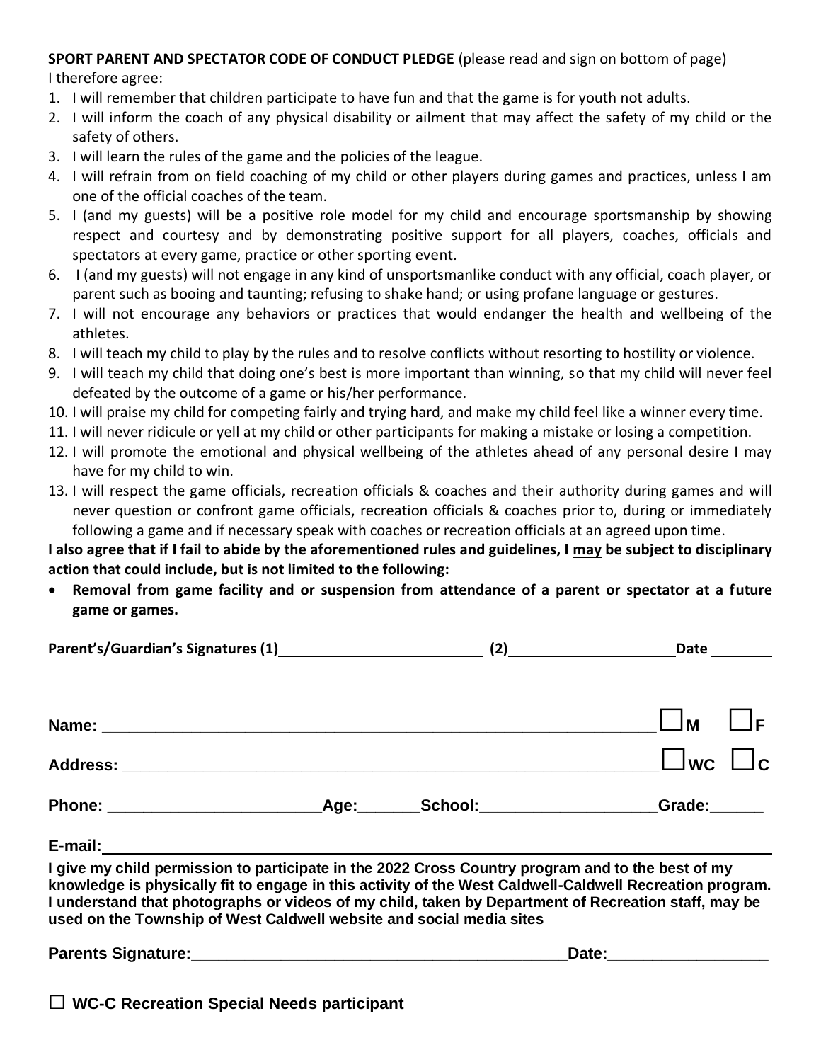**SPORT PARENT AND SPECTATOR CODE OF CONDUCT PLEDGE** (please read and sign on bottom of page)

I therefore agree:

1. I will remember that children participate to have fun and that the game is for youth not adults.
2. I will inform the coach of any physical disability or ailment that may affect the safety of my child or the safety of others.
3. I will learn the rules of the game and the policies of the league.
4. I will refrain from on field coaching of my child or other players during games and practices, unless I am one of the official coaches of the team.
5. I (and my guests) will be a positive role model for my child and encourage sportsmanship by showing respect and courtesy and by demonstrating positive support for all players, coaches, officials and spectators at every game, practice or other sporting event.
6. I (and my guests) will not engage in any kind of unsportsmanlike conduct with any official, coach player, or parent such as booing and taunting; refusing to shake hand; or using profane language or gestures.
7. I will not encourage any behaviors or practices that would endanger the health and wellbeing of the athletes.
8. I will teach my child to play by the rules and to resolve conflicts without resorting to hostility or violence.
9. I will teach my child that doing one's best is more important than winning, so that my child will never feel defeated by the outcome of a game or his/her performance.
10. I will praise my child for competing fairly and trying hard, and make my child feel like a winner every time.
11. I will never ridicule or yell at my child or other participants for making a mistake or losing a competition.
12. I will promote the emotional and physical wellbeing of the athletes ahead of any personal desire I may have for my child to win.
13. I will respect the game officials, recreation officials & coaches and their authority during games and will never question or confront game officials, recreation officials & coaches prior to, during or immediately following a game and if necessary speak with coaches or recreation officials at an agreed upon time.

**I also agree that if I fail to abide by the aforementioned rules and guidelines, I may be subject to disciplinary action that could include, but is not limited to the following:**

- **Removal from game facility and or suspension from attendance of a parent or spectator at a future game or games.**

**Parent's/Guardian's Signatures (1)**\_\_\_\_\_\_\_\_\_\_\_\_\_\_\_\_\_\_\_\_ **(2)**\_\_\_\_\_\_\_\_\_\_\_\_\_\_\_\_\_\_\_\_ **Date** \_\_\_\_\_\_\_\_

**Name:** \_\_\_\_\_\_\_\_\_\_\_\_\_\_\_\_\_\_\_\_\_\_\_\_\_\_\_\_\_\_\_\_\_\_\_\_\_\_\_\_\_\_\_\_\_\_\_\_ ☐ **M** ☐ **F**

**Address:** \_\_\_\_\_\_\_\_\_\_\_\_\_\_\_\_\_\_\_\_\_\_\_\_\_\_\_\_\_\_\_\_\_\_\_\_\_\_\_\_\_\_\_\_\_\_ ☐ **WC** ☐ **C**

**Phone:** \_\_\_\_\_\_\_\_\_\_\_\_\_\_\_\_\_\_\_\_ **Age:**\_\_\_\_\_\_ **School:**\_\_\_\_\_\_\_\_\_\_\_\_\_\_\_\_\_\_ **Grade:**\_\_\_\_\_\_

**E-mail:**\_\_\_\_\_\_\_\_\_\_\_\_\_\_\_\_\_\_\_\_\_\_\_\_\_\_\_\_\_\_\_\_\_\_\_\_\_\_\_\_\_\_\_\_\_\_\_\_\_\_\_\_\_\_

**I give my child permission to participate in the 2022 Cross Country program and to the best of my knowledge is physically fit to engage in this activity of the West Caldwell-Caldwell Recreation program. I understand that photographs or videos of my child, taken by Department of Recreation staff, may be used on the Township of West Caldwell website and social media sites**

**Parents Signature:**\_\_\_\_\_\_\_\_\_\_\_\_\_\_\_\_\_\_\_\_\_\_\_\_\_\_\_\_\_\_\_\_\_\_\_\_\_\_ **Date:**\_\_\_\_\_\_\_\_\_\_\_\_\_\_\_\_

☐ **WC-C Recreation Special Needs participant**